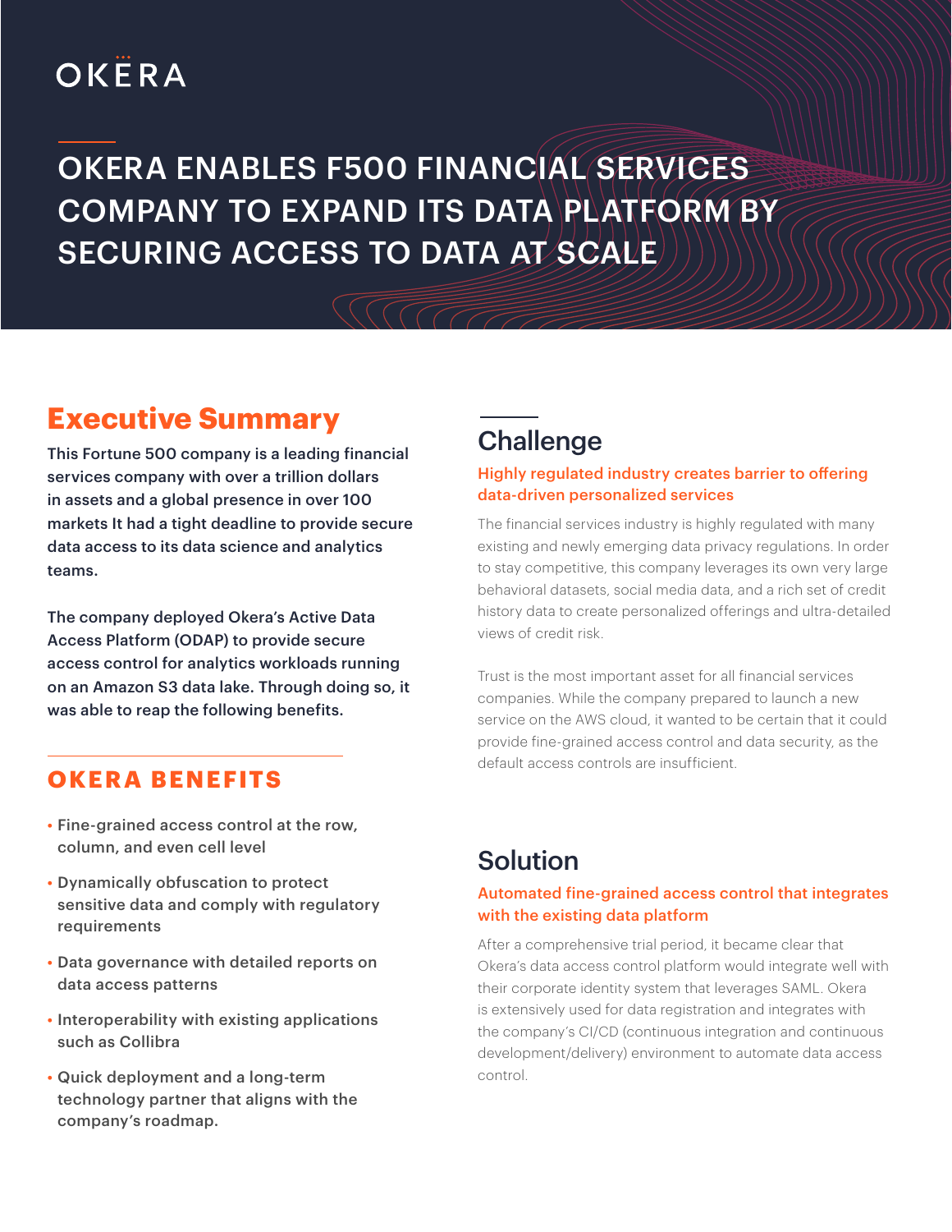OKERA

# OKERA ENABLES F500 FINANCIAL SERVICES COMPANY TO EXPAND ITS DATA PLATFORM BY SECURING ACCESS TO DATA AT SCALE

## Executive Summary

**This Fortune 500 company is a leading financial services company with over a trillion dollars in assets and a global presence in over 100 markets It had a tight deadline to provide secure data access to its data science and analytics teams.**

**The company deployed Okera's Active Data Access Platform (ODAP) to provide secure access control for analytics workloads running on an Amazon S3 data lake. Through doing so, it was able to reap the following benefits.**

### OKERA BENEFITS

- Fine-grained access control at the row, column, and even cell level
- Dynamically obfuscation to protect sensitive data and comply with regulatory requirements
- Data governance with detailed reports on data access patterns
- Interoperability with existing applications such as Collibra
- Quick deployment and a long-term technology partner that aligns with the company's roadmap.

## Challenge

### Highly regulated industry creates barrier to offering data-driven personalized services

The financial services industry is highly regulated with many existing and newly emerging data privacy regulations. In order to stay competitive, this company leverages its own very large behavioral datasets, social media data, and a rich set of credit history data to create personalized offerings and ultra-detailed views of credit risk.

Trust is the most important asset for all financial services companies. While the company prepared to launch a new service on the AWS cloud, it wanted to be certain that it could provide fine-grained access control and data security, as the default access controls are insufficient.

## Solution

### Automated fine-grained access control that integrates with the existing data platform

After a comprehensive trial period, it became clear that Okera's data access control platform would integrate well with their corporate identity system that leverages SAML. Okera is extensively used for data registration and integrates with the company's CI/CD (continuous integration and continuous development/delivery) environment to automate data access control.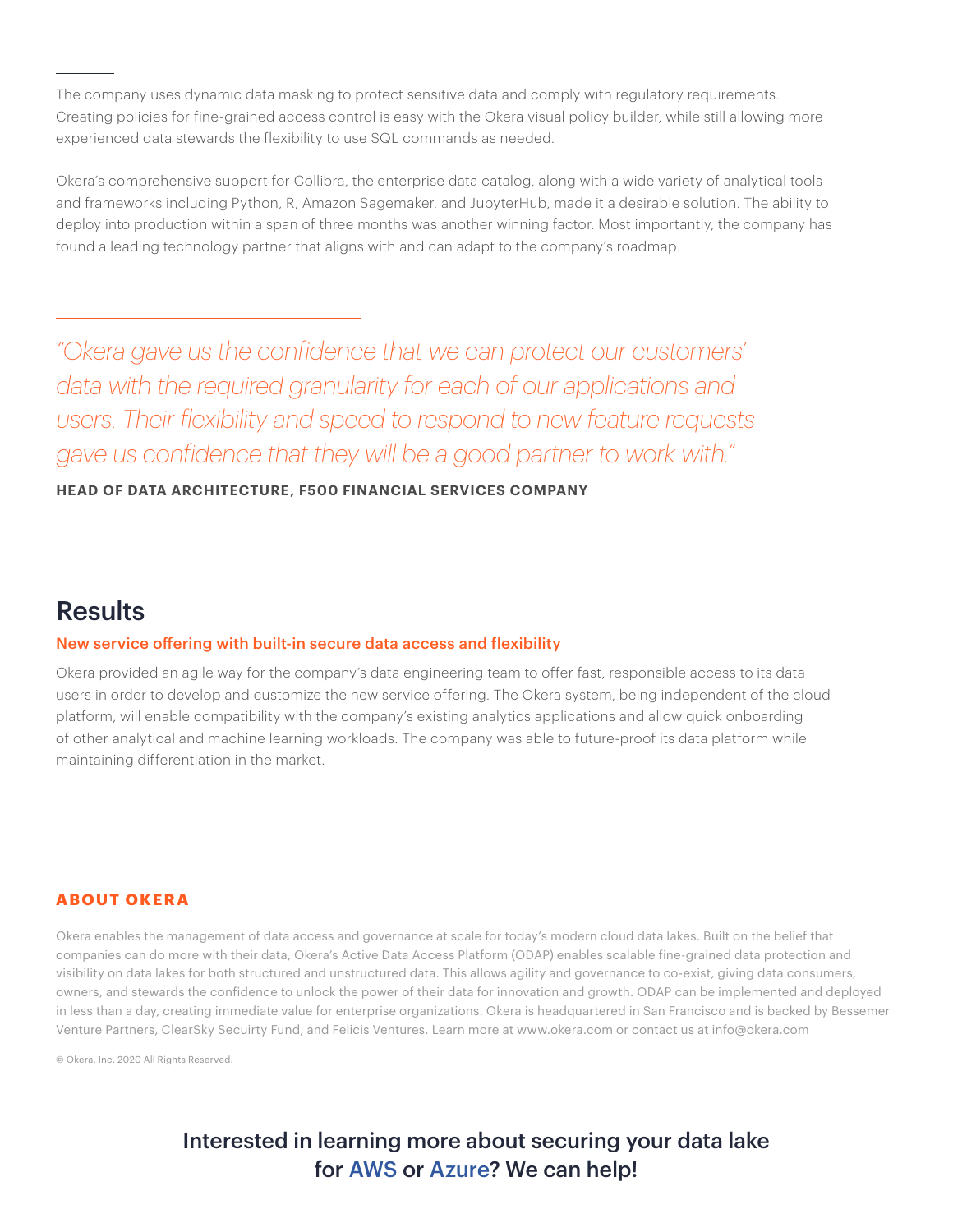The company uses dynamic data masking to protect sensitive data and comply with regulatory requirements. Creating policies for fine-grained access control is easy with the Okera visual policy builder, while still allowing more experienced data stewards the flexibility to use SQL commands as needed.

Okera's comprehensive support for Collibra, the enterprise data catalog, along with a wide variety of analytical tools and frameworks including Python, R, Amazon Sagemaker, and JupyterHub, made it a desirable solution. The ability to deploy into production within a span of three months was another winning factor. Most importantly, the company has found a leading technology partner that aligns with and can adapt to the company's roadmap.

> *"Okera gave us the confidence that we can protect our customers' data with the required granularity for each of our applications and users. Their flexibility and speed to respond to new feature requests gave us confidence that they will be a good partner to work with."*
>
> **HEAD OF DATA ARCHITECTURE, F500 FINANCIAL SERVICES COMPANY**

## Results

### New service offering with built-in secure data access and flexibility

Okera provided an agile way for the company's data engineering team to offer fast, responsible access to its data users in order to develop and customize the new service offering. The Okera system, being independent of the cloud platform, will enable compatibility with the company's existing analytics applications and allow quick onboarding of other analytical and machine learning workloads. The company was able to future-proof its data platform while maintaining differentiation in the market.

### ABOUT OKERA

Okera enables the management of data access and governance at scale for today's modern cloud data lakes. Built on the belief that companies can do more with their data, Okera's Active Data Access Platform (ODAP) enables scalable fine-grained data protection and visibility on data lakes for both structured and unstructured data. This allows agility and governance to co-exist, giving data consumers, owners, and stewards the confidence to unlock the power of their data for innovation and growth. ODAP can be implemented and deployed in less than a day, creating immediate value for enterprise organizations. Okera is headquartered in San Francisco and is backed by Bessemer Venture Partners, ClearSky Secuirty Fund, and Felicis Ventures. Learn more at www.okera.com or contact us at info@okera.com

© Okera, Inc. 2020 All Rights Reserved.

**Interested in learning more about securing your data lake for AWS or Azure? We can help!**